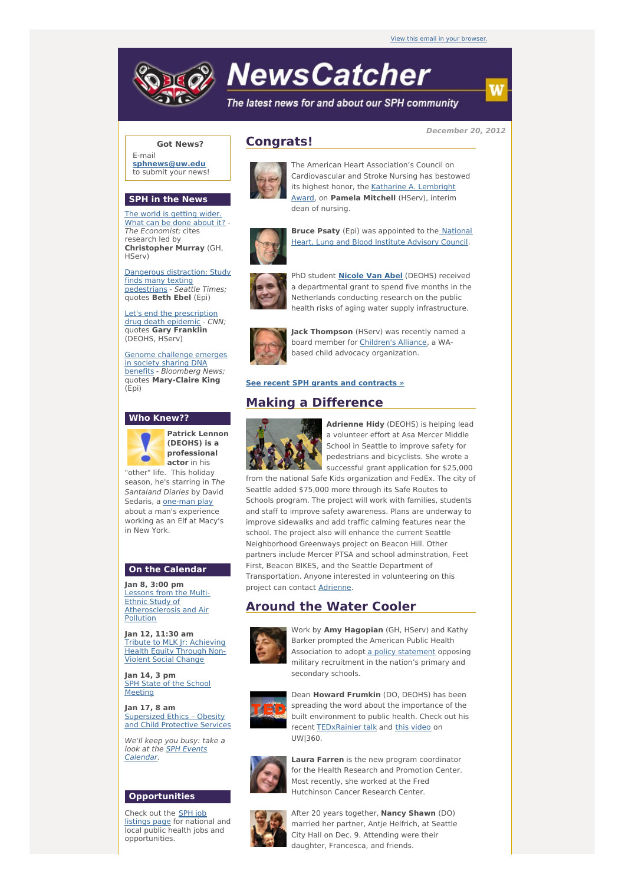View this email in your browser.

# NewsCatcher

*The latest news for and about our SPH community*

*December 20, 2012*

**Got News?**
E-mail **sphnews@uw.edu** to submit your news!

## SPH in the News

The world is getting wider. What can be done about it? - *The Economist;* cites research led by **Christopher Murray** (GH, HServ)

Dangerous distraction: Study finds many texting pedestrians - *Seattle Times;* quotes **Beth Ebel** (Epi)

Let's end the prescription drug death epidemic - *CNN;* quotes **Gary Franklin** (DEOHS, HServ)

Genome challenge emerges in society sharing DNA benefits - *Bloomberg News;* quotes **Mary-Claire King** (Epi)

## Who Knew??

**Patrick Lennon (DEOHS) is a professional actor** in his "other" life. This holiday season, he's starring in *The Santaland Diaries* by David Sedaris, a one-man play about a man's experience working as an Elf at Macy's in New York.

## On the Calendar

**Jan 8, 3:00 pm**
Lessons from the Multi-Ethnic Study of Atherosclerosis and Air Pollution

**Jan 12, 11:30 am**
Tribute to MLK Jr: Achieving Health Equity Through Non-Violent Social Change

**Jan 14, 3 pm**
SPH State of the School Meeting

**Jan 17, 8 am**
Supersized Ethics – Obesity and Child Protective Services

*We'll keep you busy: take a look at the SPH Events Calendar.*

## Opportunities

Check out the SPH job listings page for national and local public health jobs and opportunities.

## Congrats!

The American Heart Association's Council on Cardiovascular and Stroke Nursing has bestowed its highest honor, the Katharine A. Lembright Award, on **Pamela Mitchell** (HServ), interim dean of nursing.

**Bruce Psaty** (Epi) was appointed to the National Heart, Lung and Blood Institute Advisory Council.

PhD student **Nicole Van Abel** (DEOHS) received a departmental grant to spend five months in the Netherlands conducting research on the public health risks of aging water supply infrastructure.

**Jack Thompson** (HServ) was recently named a board member for Children's Alliance, a WA-based child advocacy organization.

**See recent SPH grants and contracts »**

## Making a Difference

**Adrienne Hidy** (DEOHS) is helping lead a volunteer effort at Asa Mercer Middle School in Seattle to improve safety for pedestrians and bicyclists. She wrote a successful grant application for $25,000 from the national Safe Kids organization and FedEx. The city of Seattle added $75,000 more through its Safe Routes to Schools program. The project will work with families, students and staff to improve safety awareness. Plans are underway to improve sidewalks and add traffic calming features near the school. The project also will enhance the current Seattle Neighborhood Greenways project on Beacon Hill. Other partners include Mercer PTSA and school adminstration, Feet First, Beacon BIKES, and the Seattle Department of Transportation. Anyone interested in volunteering on this project can contact Adrienne.

## Around the Water Cooler

Work by **Amy Hagopian** (GH, HServ) and Kathy Barker prompted the American Public Health Association to adopt a policy statement opposing military recruitment in the nation's primary and secondary schools.

Dean **Howard Frumkin** (DO, DEOHS) has been spreading the word about the importance of the built environment to public health. Check out his recent TEDxRainier talk and this video on UW|360.

**Laura Farren** is the new program coordinator for the Health Research and Promotion Center. Most recently, she worked at the Fred Hutchinson Cancer Research Center.

After 20 years together, **Nancy Shawn** (DO) married her partner, Antje Helfrich, at Seattle City Hall on Dec. 9. Attending were their daughter, Francesca, and friends.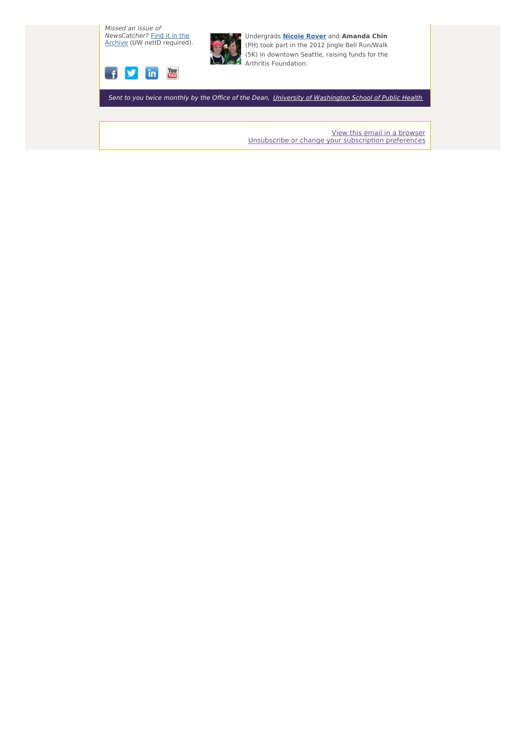*Missed an issue of NewsCatcher?* Find it in the Archive (UW netID required).

Undergrads **Nicole Rover** and **Amanda Chin** (PH) took part in the 2012 Jingle Bell Run/Walk (5K) in downtown Seattle, raising funds for the Arthritis Foundation.

*Sent to you twice monthly by the Office of the Dean, University of Washington School of Public Health*

View this email in a browser
Unsubscribe or change your subscription preferences